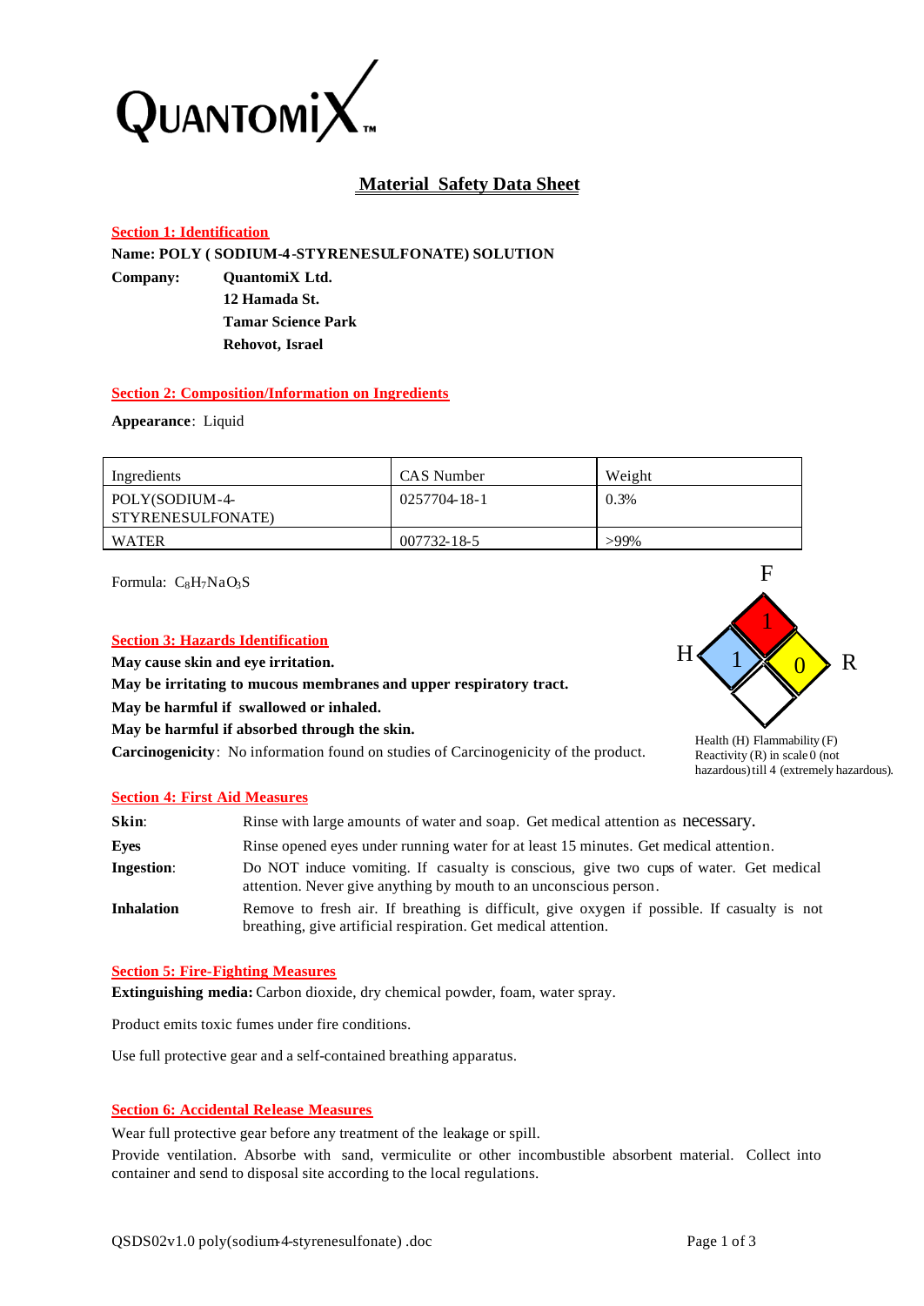QUANTOMIX™

# Material Safety Data Sheet

## Section 1: Identification

**Name: POLY ( SODIUM-4-STYRENESULFONATE) SOLUTION**

**Company:** **QuantomiX Ltd.**
**12 Hamada St.**
**Tamar Science Park**
**Rehovot, Israel**

## Section 2: Composition/Information on Ingredients

**Appearance**: Liquid

| Ingredients | CAS Number | Weight |
|---|---|---|
| POLY(SODIUM-4-STYRENESULFONATE) | 0257704-18-1 | 0.3% |
| WATER | 007732-18-5 | >99% |

Formula: $C_8H_7NaO_3S$

## Section 3: Hazards Identification

**May cause skin and eye irritation.**
**May be irritating to mucous membranes and upper respiratory tract.**
**May be harmful if swallowed or inhaled.**
**May be harmful if absorbed through the skin.**
**Carcinogenicity**: No information found on studies of Carcinogenicity of the product.

F: 1, H: 1, R: 0

Health (H) Flammability (F) Reactivity (R) in scale 0 (not hazardous) till 4 (extremely hazardous).

## Section 4: First Aid Measures

**Skin**: Rinse with large amounts of water and soap. Get medical attention as necessary.

**Eyes** Rinse opened eyes under running water for at least 15 minutes. Get medical attention.

**Ingestion**: Do NOT induce vomiting. If casualty is conscious, give two cups of water. Get medical attention. Never give anything by mouth to an unconscious person.

**Inhalation** Remove to fresh air. If breathing is difficult, give oxygen if possible. If casualty is not breathing, give artificial respiration. Get medical attention.

## Section 5: Fire-Fighting Measures

**Extinguishing media:** Carbon dioxide, dry chemical powder, foam, water spray.

Product emits toxic fumes under fire conditions.

Use full protective gear and a self-contained breathing apparatus.

## Section 6: Accidental Release Measures

Wear full protective gear before any treatment of the leakage or spill.

Provide ventilation. Absorbe with sand, vermiculite or other incombustible absorbent material. Collect into container and send to disposal site according to the local regulations.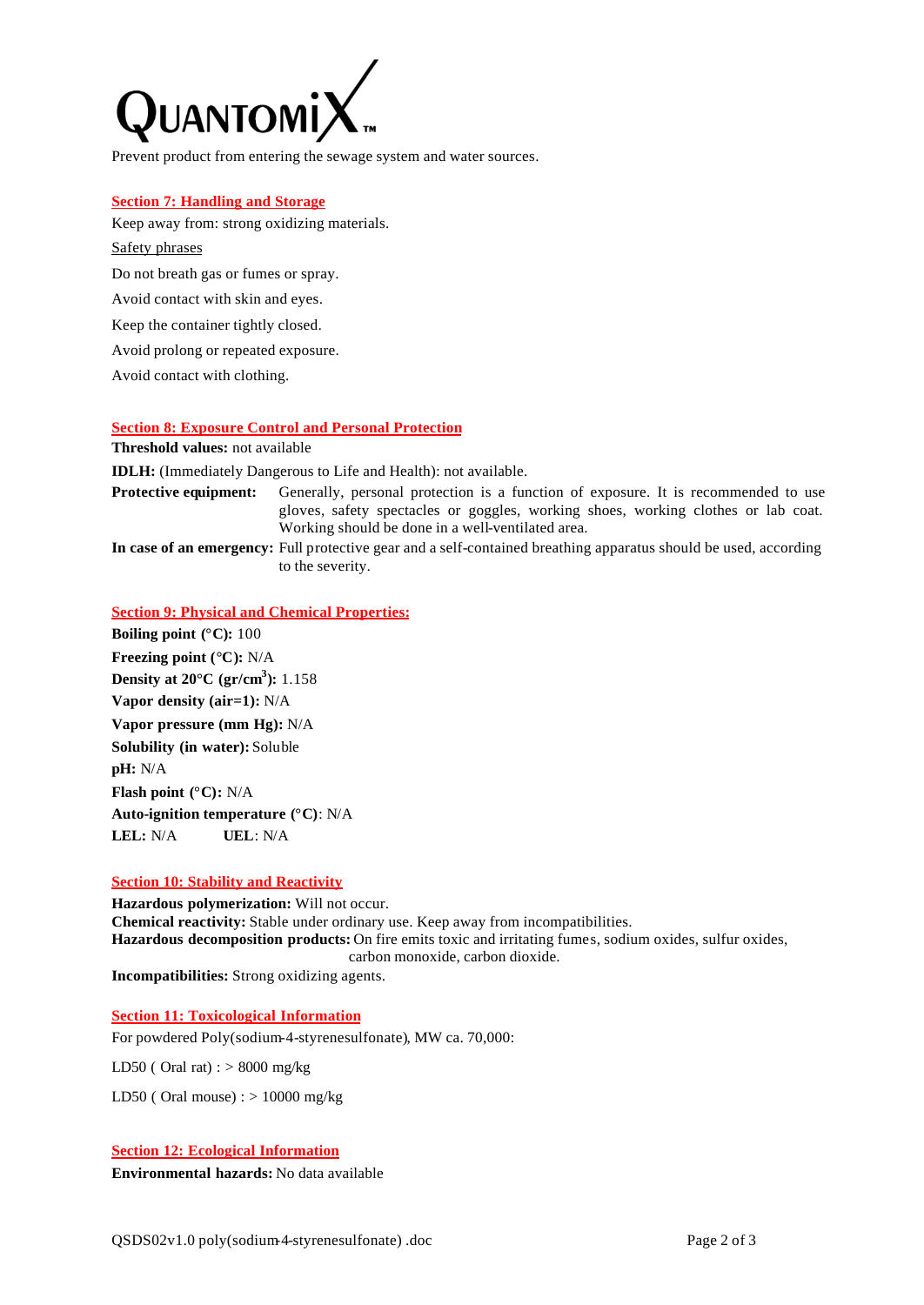QUANTOMIX™

Prevent product from entering the sewage system and water sources.

## Section 7: Handling and Storage

Keep away from: strong oxidizing materials.

Safety phrases

Do not breath gas or fumes or spray.

Avoid contact with skin and eyes.

Keep the container tightly closed.

Avoid prolong or repeated exposure.

Avoid contact with clothing.

## Section 8: Exposure Control and Personal Protection

**Threshold values:** not available

**IDLH:** (Immediately Dangerous to Life and Health): not available.

**Protective equipment:** Generally, personal protection is a function of exposure. It is recommended to use gloves, safety spectacles or goggles, working shoes, working clothes or lab coat. Working should be done in a well-ventilated area.

**In case of an emergency:** Full protective gear and a self-contained breathing apparatus should be used, according to the severity.

## Section 9: Physical and Chemical Properties:

**Boiling point (°C):** 100

**Freezing point (°C):** N/A

**Density at 20°C (gr/cm$^3$):** 1.158

**Vapor density (air=1):** N/A

**Vapor pressure (mm Hg):** N/A

**Solubility (in water):** Soluble

**pH:** N/A

**Flash point (°C):** N/A

**Auto-ignition temperature (°C)**: N/A

**LEL:** N/A **UEL**: N/A

## Section 10: Stability and Reactivity

**Hazardous polymerization:** Will not occur.

**Chemical reactivity:** Stable under ordinary use. Keep away from incompatibilities.

**Hazardous decomposition products:** On fire emits toxic and irritating fumes, sodium oxides, sulfur oxides, carbon monoxide, carbon dioxide.

**Incompatibilities:** Strong oxidizing agents.

## Section 11: Toxicological Information

For powdered Poly(sodium-4-styrenesulfonate), MW ca. 70,000:

LD50 ( Oral rat) : > 8000 mg/kg

LD50 ( Oral mouse) : > 10000 mg/kg

## Section 12: Ecological Information

**Environmental hazards:** No data available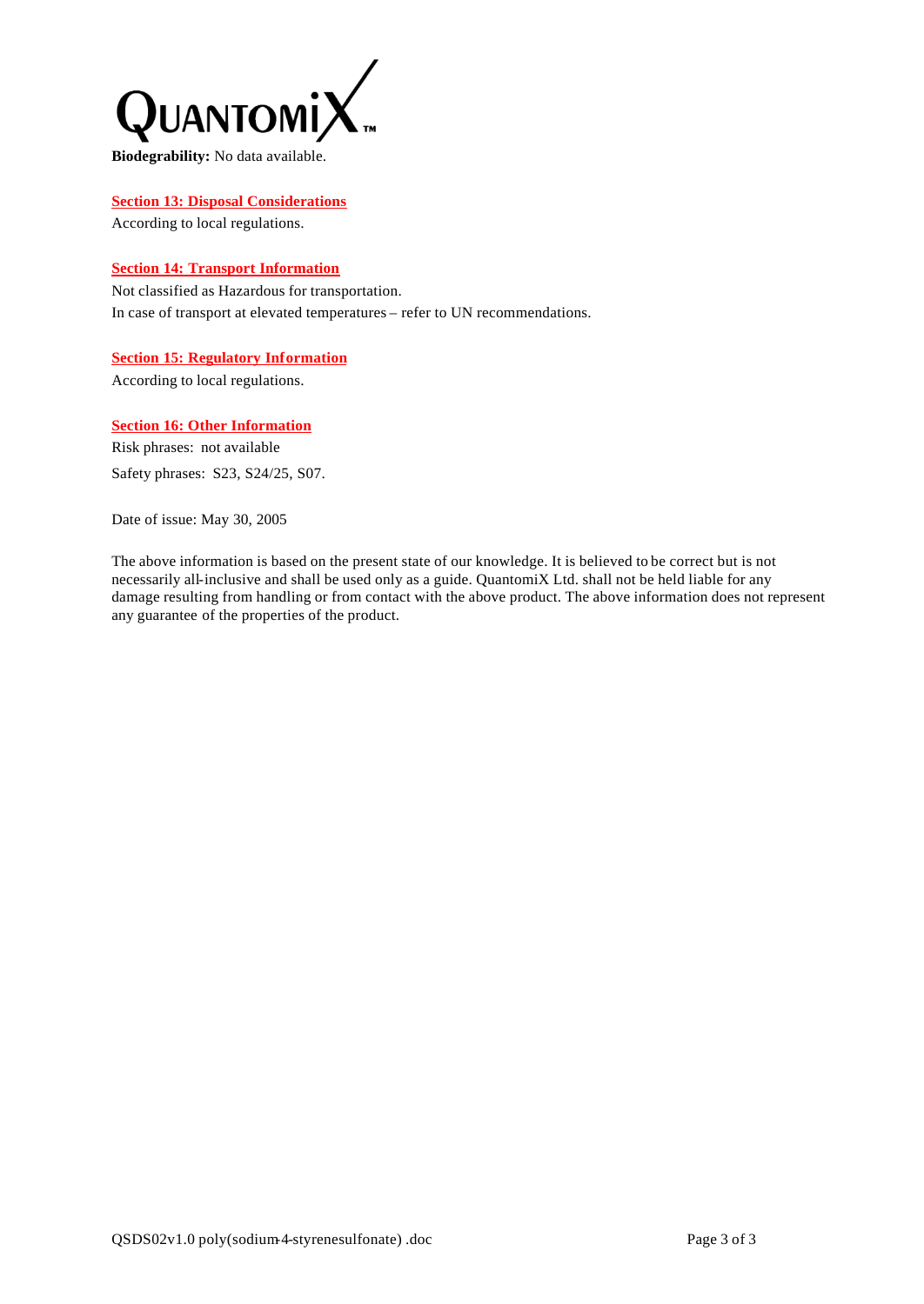**Biodegrability:** No data available.

## Section 13: Disposal Considerations

According to local regulations.

## Section 14: Transport Information

Not classified as Hazardous for transportation.

In case of transport at elevated temperatures – refer to UN recommendations.

## Section 15: Regulatory Information

According to local regulations.

## Section 16: Other Information

Risk phrases: not available

Safety phrases: S23, S24/25, S07.

Date of issue: May 30, 2005

The above information is based on the present state of our knowledge. It is believed to be correct but is not necessarily all-inclusive and shall be used only as a guide. QuantomiX Ltd. shall not be held liable for any damage resulting from handling or from contact with the above product. The above information does not represent any guarantee of the properties of the product.